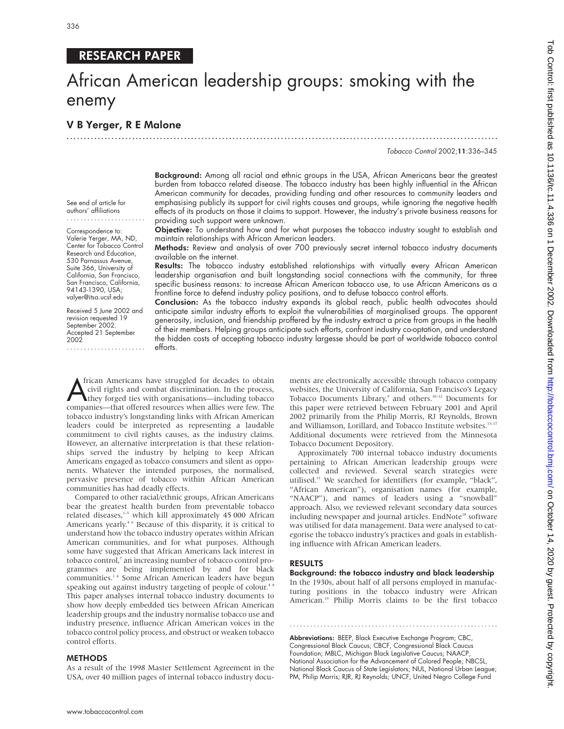RESEARCH PAPER

# African American leadership groups: smoking with the enemy

## V B Yerger, R E Malone

See end of article for authors' affiliations

Correspondence to: Valerie Yerger, MA, ND, Center for Tobacco Control Research and Education, 530 Parnassus Avenue, Suite 366, University of California, San Francisco, San Francisco, California, 94143-1390, USA; valyer@itsa.ucsf.edu

Received 5 June 2002 and revision requested 19 September 2002. Accepted 21 September 2002

**Background:** Among all racial and ethnic groups in the USA, African Americans bear the greatest burden from tobacco related disease. The tobacco industry has been highly influential in the African American community for decades, providing funding and other resources to community leaders and emphasising publicly its support for civil rights causes and groups, while ignoring the negative health effects of its products on those it claims to support. However, the industry's private business reasons for providing such support were unknown.

**Objective:** To understand how and for what purposes the tobacco industry sought to establish and maintain relationships with African American leaders.

**Methods:** Review and analysis of over 700 previously secret internal tobacco industry documents available on the internet.

**Results:** The tobacco industry established relationships with virtually every African American leadership organisation and built longstanding social connections with the community, for three specific business reasons: to increase African American tobacco use, to use African Americans as a frontline force to defend industry policy positions, and to defuse tobacco control efforts.

**Conclusion:** As the tobacco industry expands its global reach, public health advocates should anticipate similar industry efforts to exploit the vulnerabilities of marginalised groups. The apparent generosity, inclusion, and friendship proffered by the industry extract a price from groups in the health of their members. Helping groups anticipate such efforts, confront industry co-optation, and understand the hidden costs of accepting tobacco industry largesse should be part of worldwide tobacco control efforts.

African Americans have struggled for decades to obtain civil rights and combat discrimination. In the process, they forged ties with organisations—including tobacco companies—that offered resources when allies were few. The tobacco industry's longstanding links with African American leaders could be interpreted as representing a laudable commitment to civil rights causes, as the industry claims. However, an alternative interpretation is that these relationships served the industry by helping to keep African Americans engaged as tobacco consumers and silent as opponents. Whatever the intended purposes, the normalised, pervasive presence of tobacco within African American communities has had deadly effects.

Compared to other racial/ethnic groups, African Americans bear the greatest health burden from preventable tobacco related diseases,[1–5] which kill approximately 45 000 African Americans yearly.[4 6] Because of this disparity, it is critical to understand how the tobacco industry operates within African American communities, and for what purposes. Although some have suggested that African Americans lack interest in tobacco control,[7] an increasing number of tobacco control programmes are being implemented by and for black communities.[1 4] Some African American leaders have begun speaking out against industry targeting of people of colour.[4 8] This paper analyses internal tobacco industry documents to show how deeply embedded ties between African American leadership groups and the industry normalise tobacco use and industry presence, influence African American voices in the tobacco control policy process, and obstruct or weaken tobacco control efforts.

## METHODS

As a result of the 1998 Master Settlement Agreement in the USA, over 40 million pages of internal tobacco industry documents are electronically accessible through tobacco company websites, the University of California, San Francisco's Legacy Tobacco Documents Library,[9] and others.[10–12] Documents for this paper were retrieved between February 2001 and April 2002 primarily from the Philip Morris, RJ Reynolds, Brown and Williamson, Lorillard, and Tobacco Institute websites.[13–17] Additional documents were retrieved from the Minnesota Tobacco Document Depository.

Approximately 700 internal tobacco industry documents pertaining to African American leadership groups were collected and reviewed. Several search strategies were utilised.[11] We searched for identifiers (for example, "black", "African American"), organisation names (for example, "NAACP"), and names of leaders using a "snowball" approach. Also, we reviewed relevant secondary data sources including newspaper and journal articles. EndNote[18] software was utilised for data management. Data were analysed to categorise the tobacco industry's practices and goals in establishing influence with African American leaders.

## RESULTS

### Background: the tobacco industry and black leadership

In the 1930s, about half of all persons employed in manufacturing positions in the tobacco industry were African American.[19] Philip Morris claims to be the first tobacco

**Abbreviations:** BEEP, Black Executive Exchange Program; CBC, Congressional Black Caucus; CBCF, Congressional Black Caucus Foundation; MBLC, Michigan Black Legislative Caucus; NAACP, National Association for the Advancement of Colored People; NBCSL, National Black Caucus of State Legislators; NUL, National Urban League; PM, Philip Morris; RJR, RJ Reynolds; UNCF, United Negro College Fund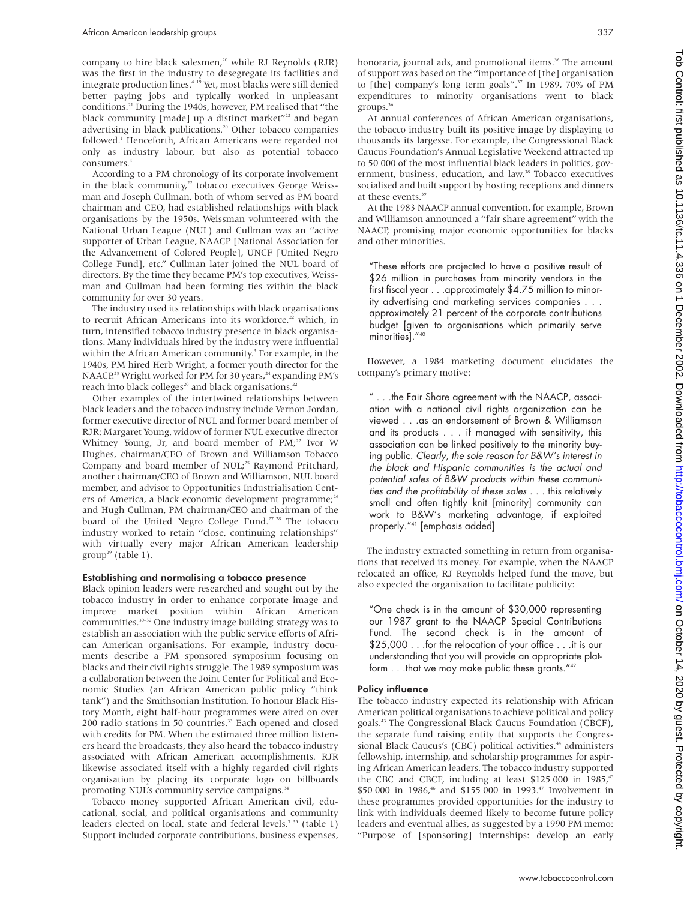company to hire black salesmen,[20] while RJ Reynolds (RJR) was the first in the industry to desegregate its facilities and integrate production lines.[4 19] Yet, most blacks were still denied better paying jobs and typically worked in unpleasant conditions.[21] During the 1940s, however, PM realised that "the black community [made] up a distinct market"[22] and began advertising in black publications.[20] Other tobacco companies followed.[1] Henceforth, African Americans were regarded not only as industry labour, but also as potential tobacco consumers.[4]

According to a PM chronology of its corporate involvement in the black community,[22] tobacco executives George Weissman and Joseph Cullman, both of whom served as PM board chairman and CEO, had established relationships with black organisations by the 1950s. Weissman volunteered with the National Urban League (NUL) and Cullman was an "active supporter of Urban League, NAACP [National Association for the Advancement of Colored People], UNCF [United Negro College Fund], etc." Cullman later joined the NUL board of directors. By the time they became PM's top executives, Weissman and Cullman had been forming ties within the black community for over 30 years.

The industry used its relationships with black organisations to recruit African Americans into its workforce,[22] which, in turn, intensified tobacco industry presence in black organisations. Many individuals hired by the industry were influential within the African American community.[3] For example, in the 1940s, PM hired Herb Wright, a former youth director for the NAACP.[23] Wright worked for PM for 30 years,[24] expanding PM's reach into black colleges[20] and black organisations.[22]

Other examples of the intertwined relationships between black leaders and the tobacco industry include Vernon Jordan, former executive director of NUL and former board member of RJR; Margaret Young, widow of former NUL executive director Whitney Young, Jr, and board member of PM;[22] Ivor W Hughes, chairman/CEO of Brown and Williamson Tobacco Company and board member of NUL;[25] Raymond Pritchard, another chairman/CEO of Brown and Williamson, NUL board member, and advisor to Opportunities Industrialisation Centers of America, a black economic development programme;[26] and Hugh Cullman, PM chairman/CEO and chairman of the board of the United Negro College Fund.[27 28] The tobacco industry worked to retain "close, continuing relationships" with virtually every major African American leadership group[29] (table 1).

## Establishing and normalising a tobacco presence

Black opinion leaders were researched and sought out by the tobacco industry in order to enhance corporate image and improve market position within African American communities.[30–32] One industry image building strategy was to establish an association with the public service efforts of African American organisations. For example, industry documents describe a PM sponsored symposium focusing on blacks and their civil rights struggle. The 1989 symposium was a collaboration between the Joint Center for Political and Economic Studies (an African American public policy "think tank") and the Smithsonian Institution. To honour Black History Month, eight half-hour programmes were aired on over 200 radio stations in 50 countries.[33] Each opened and closed with credits for PM. When the estimated three million listeners heard the broadcasts, they also heard the tobacco industry associated with African American accomplishments. RJR likewise associated itself with a highly regarded civil rights organisation by placing its corporate logo on billboards promoting NUL's community service campaigns.[34]

Tobacco money supported African American civil, educational, social, and political organisations and community leaders elected on local, state and federal levels.[7 35] (table 1) Support included corporate contributions, business expenses, honoraria, journal ads, and promotional items.[36] The amount of support was based on the "importance of [the] organisation to [the] company's long term goals".[37] In 1989, 70% of PM expenditures to minority organisations went to black groups.[36]

At annual conferences of African American organisations, the tobacco industry built its positive image by displaying to thousands its largesse. For example, the Congressional Black Caucus Foundation's Annual Legislative Weekend attracted up to 50 000 of the most influential black leaders in politics, government, business, education, and law.[38] Tobacco executives socialised and built support by hosting receptions and dinners at these events.[39]

At the 1983 NAACP annual convention, for example, Brown and Williamson announced a "fair share agreement" with the NAACP, promising major economic opportunities for blacks and other minorities.

> *"These efforts are projected to have a positive result of \$26 million in purchases from minority vendors in the first fiscal year . . .approximately \$4.75 million to minority advertising and marketing services companies . . . approximately 21 percent of the corporate contributions budget [given to organisations which primarily serve minorities]."*[40]

However, a 1984 marketing document elucidates the company's primary motive:

> *" . . .the Fair Share agreement with the NAACP, association with a national civil rights organization can be viewed . . .as an endorsement of Brown & Williamson and its products . . . if managed with sensitivity, this association can be linked positively to the minority buying public. **Clearly, the sole reason for B&W's interest in the black and Hispanic communities is the actual and potential sales of B&W products within these communities and the profitability of these sales** . . . this relatively small and often tightly knit [minority] community can work to B&W's marketing advantage, if exploited properly."*[41] [emphasis added]

The industry extracted something in return from organisations that received its money. For example, when the NAACP relocated an office, RJ Reynolds helped fund the move, but also expected the organisation to facilitate publicity:

> *"One check is in the amount of \$30,000 representing our 1987 grant to the NAACP Special Contributions Fund. The second check is in the amount of \$25,000 . . .for the relocation of your office . . .it is our understanding that you will provide an appropriate platform . . .that we may make public these grants."*[42]

## Policy influence

The tobacco industry expected its relationship with African American political organisations to achieve political and policy goals.[43] The Congressional Black Caucus Foundation (CBCF), the separate fund raising entity that supports the Congressional Black Caucus's (CBC) political activities,[44] administers fellowship, internship, and scholarship programmes for aspiring African American leaders. The tobacco industry supported the CBC and CBCF, including at least \$125 000 in 1985,[45] \$50 000 in 1986,[46] and \$155 000 in 1993.[47] Involvement in these programmes provided opportunities for the industry to link with individuals deemed likely to become future policy leaders and eventual allies, as suggested by a 1990 PM memo: "Purpose of [sponsoring] internships: develop an early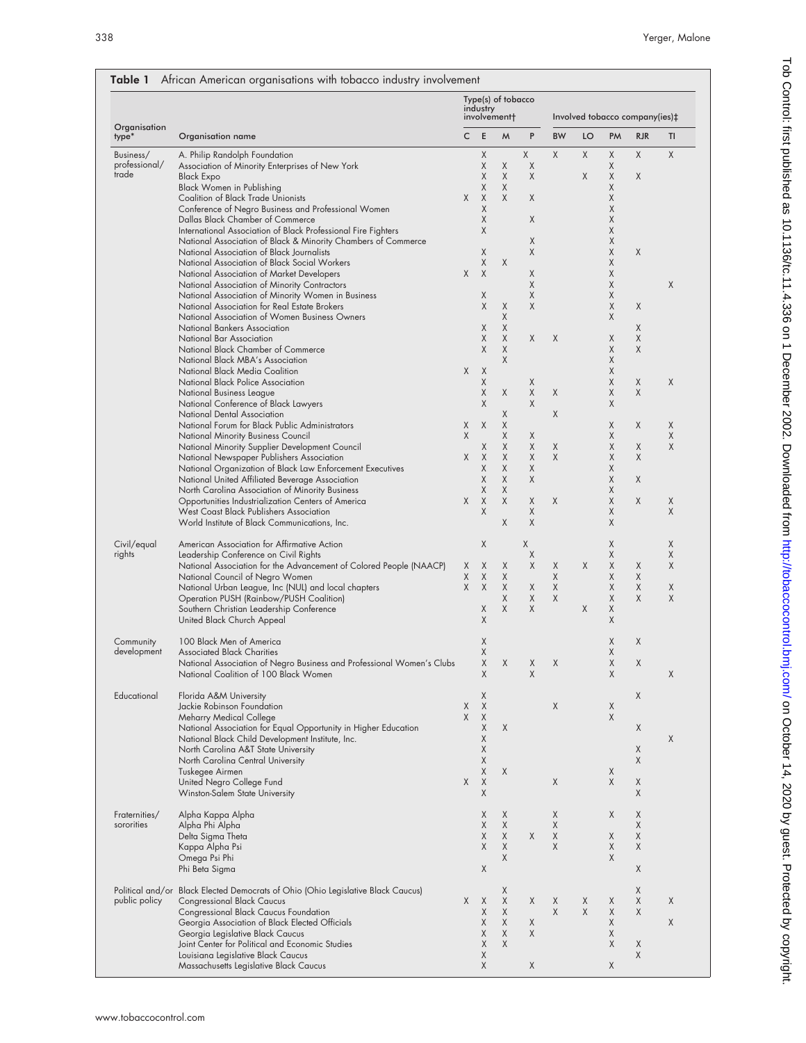**Table 1** African American organisations with tobacco industry involvement

| Organisation type* | Organisation name | Type(s) of tobacco industry involvement† | | | | Involved tobacco company(ies)‡ | | | | |
|---|---|---|---|---|---|---|---|---|---|---|
| | | C | E | M | P | BW | LO | PM | RJR | TI |
| Business/professional/trade | A. Philip Randolph Foundation | | X | | X | X | X | X | X | X |
| | Association of Minority Enterprises of New York | | X | X | X | | | X | | |
| | Black Expo | | X | X | X | | X | X | X | |
| | Black Women in Publishing | | X | X | | | | X | | |
| | Coalition of Black Trade Unionists | X | X | X | X | | | X | | |
| | Conference of Negro Business and Professional Women | | X | | | | | X | | |
| | Dallas Black Chamber of Commerce | | X | | X | | | X | | |
| | International Association of Black Professional Fire Fighters | | X | | | | | X | | |
| | National Association of Black & Minority Chambers of Commerce | | | | X | | | X | | |
| | National Association of Black Journalists | | X | | X | | | X | X | |
| | National Association of Black Social Workers | | X | X | | | | X | | |
| | National Association of Market Developers | X | X | | X | | | X | | |
| | National Association of Minority Contractors | | | | X | | | X | | X |
| | National Association of Minority Women in Business | | X | | X | | | X | | |
| | National Association for Real Estate Brokers | | X | X | X | | | X | X | |
| | National Association of Women Business Owners | | | X | | | | X | | |
| | National Bankers Association | | X | X | | | | | X | |
| | National Bar Association | | X | X | X | X | | X | X | |
| | National Black Chamber of Commerce | | X | X | | | | X | X | |
| | National Black MBA's Association | | | X | | | | X | | |
| | National Black Media Coalition | X | X | | | | | X | | |
| | National Black Police Association | | X | | X | | | X | X | X |
| | National Business League | | X | X | X | X | | X | X | |
| | National Conference of Black Lawyers | | X | | X | | | X | | |
| | National Dental Association | | | X | | X | | | | |
| | National Forum for Black Public Administrators | X | X | X | | | | X | X | X |
| | National Minority Business Council | X | | X | X | | | X | | X |
| | National Minority Supplier Development Council | | X | X | X | X | | X | X | X |
| | National Newspaper Publishers Association | X | X | X | X | X | | X | X | |
| | National Organization of Black Law Enforcement Executives | | X | X | X | | | X | | |
| | National United Affiliated Beverage Association | | X | X | X | | | X | X | |
| | North Carolina Association of Minority Business | | X | X | | | | X | | |
| | Opportunities Industrialization Centers of America | X | X | X | X | X | | X | X | X |
| | West Coast Black Publishers Association | | X | | X | | | X | | X |
| | World Institute of Black Communications, Inc. | | | X | X | | | X | | |
| Civil/equal rights | American Association for Affirmative Action | | X | | X | | | X | | X |
| | Leadership Conference on Civil Rights | | | | X | | | X | | X |
| | National Association for the Advancement of Colored People (NAACP) | X | X | X | X | X | X | X | X | X |
| | National Council of Negro Women | X | X | X | | X | | X | X | |
| | National Urban League, Inc (NUL) and local chapters | X | X | X | X | X | | X | X | X |
| | Operation PUSH (Rainbow/PUSH Coalition) | | | X | X | X | | X | X | X |
| | Southern Christian Leadership Conference | | X | X | X | | X | X | | |
| | United Black Church Appeal | | X | | | | | X | | |
| Community development | 100 Black Men of America | | X | | | | | X | X | |
| | Associated Black Charities | | X | | | | | X | | |
| | National Association of Negro Business and Professional Women's Clubs | | X | X | X | X | | X | X | |
| | National Coalition of 100 Black Women | | X | | X | | | X | | X |
| Educational | Florida A&M University | | X | | | | | | X | |
| | Jackie Robinson Foundation | X | X | | | X | | X | | |
| | Meharry Medical College | X | X | | | | | X | | |
| | National Association for Equal Opportunity in Higher Education | | X | X | | | | | X | |
| | National Black Child Development Institute, Inc. | | X | | | | | | | X |
| | North Carolina A&T State University | | X | | | | | | X | |
| | North Carolina Central University | | X | | | | | | X | |
| | Tuskegee Airmen | | X | X | | | | X | | |
| | United Negro College Fund | X | X | | | X | | X | X | |
| | Winston-Salem State University | | X | | | | | | X | |
| Fraternities/sororities | Alpha Kappa Alpha | | X | X | | X | | X | X | |
| | Alpha Phi Alpha | | X | X | | X | | | X | |
| | Delta Sigma Theta | | X | X | X | X | | X | X | |
| | Kappa Alpha Psi | | X | X | | X | | X | X | |
| | Omega Psi Phi | | | X | | | | X | | |
| | Phi Beta Sigma | | X | | | | | | X | |
| Political and/or public policy | Black Elected Democrats of Ohio (Ohio Legislative Black Caucus) | | | X | | | | | X | |
| | Congressional Black Caucus | X | X | X | X | X | X | X | X | X |
| | Congressional Black Caucus Foundation | | X | X | | X | X | X | X | |
| | Georgia Association of Black Elected Officials | | X | X | X | | | X | | X |
| | Georgia Legislative Black Caucus | | X | X | X | | | X | | |
| | Joint Center for Political and Economic Studies | | X | X | | | | X | X | |
| | Louisiana Legislative Black Caucus | | X | | | | | | X | |
| | Massachusetts Legislative Black Caucus | | X | | X | | | X | | |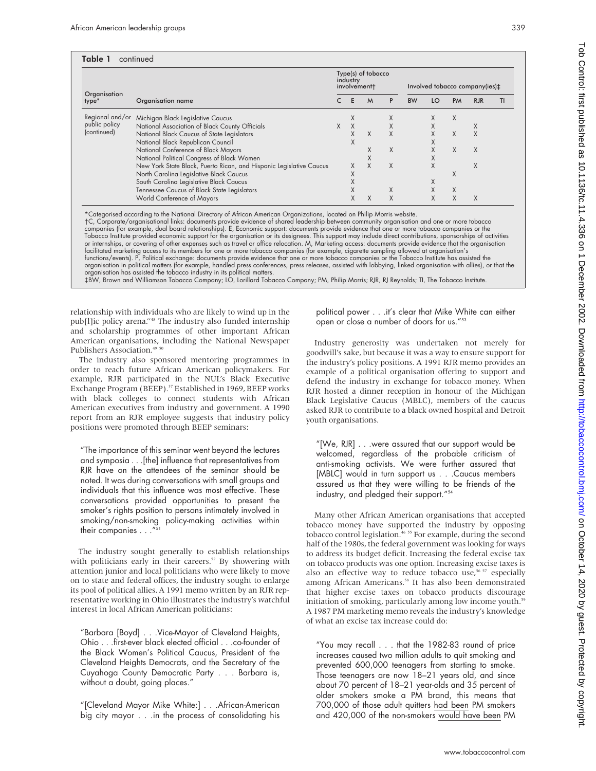**Table 1** continued

| Organisation type* | Organisation name | Type(s) of tobacco industry involvement† | | | | Involved tobacco company(ies)‡ | | | | |
|---|---|---|---|---|---|---|---|---|---|---|
| | | C | E | M | P | BW | LO | PM | RJR | TI |
| Regional and/or public policy (continued) | Michigan Black Legislative Caucus | | X | | X | | X | X | | |
| | National Association of Black County Officials | X | X | | X | | X | | X | |
| | National Black Caucus of State Legislators | | X | X | X | | X | X | X | |
| | National Black Republican Council | | X | | | | X | | | |
| | National Conference of Black Mayors | | | X | X | | X | X | X | |
| | National Political Congress of Black Women | | | X | | | X | | | |
| | New York State Black, Puerto Rican, and Hispanic Legislative Caucus | | X | X | X | | X | | X | |
| | North Carolina Legislative Black Caucus | | X | | | | | X | | |
| | South Carolina Legislative Black Caucus | | X | | | | X | | | |
| | Tennessee Caucus of Black State Legislators | | X | | X | | X | X | | |
| | World Conference of Mayors | | X | X | X | | X | X | X | |

*Categorised according to the National Directory of African American Organizations, located on Philip Morris website.
†C, Corporate/organisational links: documents provide evidence of shared leadership between community organisation and one or more tobacco companies (for example, dual board relationships). E, Economic support: documents provide evidence that one or more tobacco companies or the Tobacco Institute provided economic support for the organisation or its designees. This support may include direct contributions, sponsorships of activities or internships, or covering of other expenses such as travel or office relocation. M, Marketing access: documents provide evidence that the organisation facilitated marketing access to its members for one or more tobacco companies (for example, cigarette sampling allowed at organisation's functions/events). P, Political exchange: documents provide evidence that one or more tobacco companies or the Tobacco Institute has assisted the organisation in political matters (for example, handled press conferences, press releases, assisted with lobbying, linked organisation with allies), or that the organisation has assisted the tobacco industry in its political matters.
‡BW, Brown and Williamson Tobacco Company; LO, Lorillard Tobacco Company; PM, Philip Morris; RJR, RJ Reynolds; TI, The Tobacco Institute.

relationship with individuals who are likely to wind up in the pub[l]ic policy arena."[48] The industry also funded internship and scholarship programmes of other important African American organisations, including the National Newspaper Publishers Association.[49,50]

The industry also sponsored mentoring programmes in order to reach future African American policymakers. For example, RJR participated in the NUL's Black Executive Exchange Program (BEEP).[37] Established in 1969, BEEP works with black colleges to connect students with African American executives from industry and government. A 1990 report from an RJR employee suggests that industry policy positions were promoted through BEEP seminars:

> "The importance of this seminar went beyond the lectures and symposia . . .[the] influence that representatives from RJR have on the attendees of the seminar should be noted. It was during conversations with small groups and individuals that this influence was most effective. These conversations provided opportunities to present the smoker's rights position to persons intimately involved in smoking/non-smoking policy-making activities within their companies . . ."[51]

The industry sought generally to establish relationships with politicians early in their careers.[52] By showering with attention junior and local politicians who were likely to move on to state and federal offices, the industry sought to enlarge its pool of political allies. A 1991 memo written by an RJR representative working in Ohio illustrates the industry's watchful interest in local African American politicians:

> "Barbara [Boyd] . . .Vice-Mayor of Cleveland Heights, Ohio . . .first-ever black elected official . . .co-founder of the Black Women's Political Caucus, President of the Cleveland Heights Democrats, and the Secretary of the Cuyahoga County Democratic Party . . . Barbara is, without a doubt, going places."

> "[Cleveland Mayor Mike White:] . . .African-American big city mayor . . .in the process of consolidating his political power . . .it's clear that Mike White can either open or close a number of doors for us."[53]

Industry generosity was undertaken not merely for goodwill's sake, but because it was a way to ensure support for the industry's policy positions. A 1991 RJR memo provides an example of a political organisation offering to support and defend the industry in exchange for tobacco money. When RJR hosted a dinner reception in honour of the Michigan Black Legislative Caucus (MBLC), members of the caucus asked RJR to contribute to a black owned hospital and Detroit youth organisations.

> "[We, RJR] . . .were assured that our support would be welcomed, regardless of the probable criticism of anti-smoking activists. We were further assured that [MBLC] would in turn support us . . .Caucus members assured us that they were willing to be friends of the industry, and pledged their support."[54]

Many other African American organisations that accepted tobacco money have supported the industry by opposing tobacco control legislation.[46,55] For example, during the second half of the 1980s, the federal government was looking for ways to address its budget deficit. Increasing the federal excise tax on tobacco products was one option. Increasing excise taxes is also an effective way to reduce tobacco use,[56,57] especially among African Americans.[58] It has also been demonstrated that higher excise taxes on tobacco products discourage initiation of smoking, particularly among low income youth.[59] A 1987 PM marketing memo reveals the industry's knowledge of what an excise tax increase could do:

> "You may recall . . . that the 1982-83 round of price increases caused two million adults to quit smoking and prevented 600,000 teenagers from starting to smoke. Those teenagers are now 18–21 years old, and since about 70 percent of 18–21 year-olds and 35 percent of older smokers smoke a PM brand, this means that 700,000 of those adult quitters <u>had been</u> PM smokers and 420,000 of the non-smokers <u>would have been</u> PM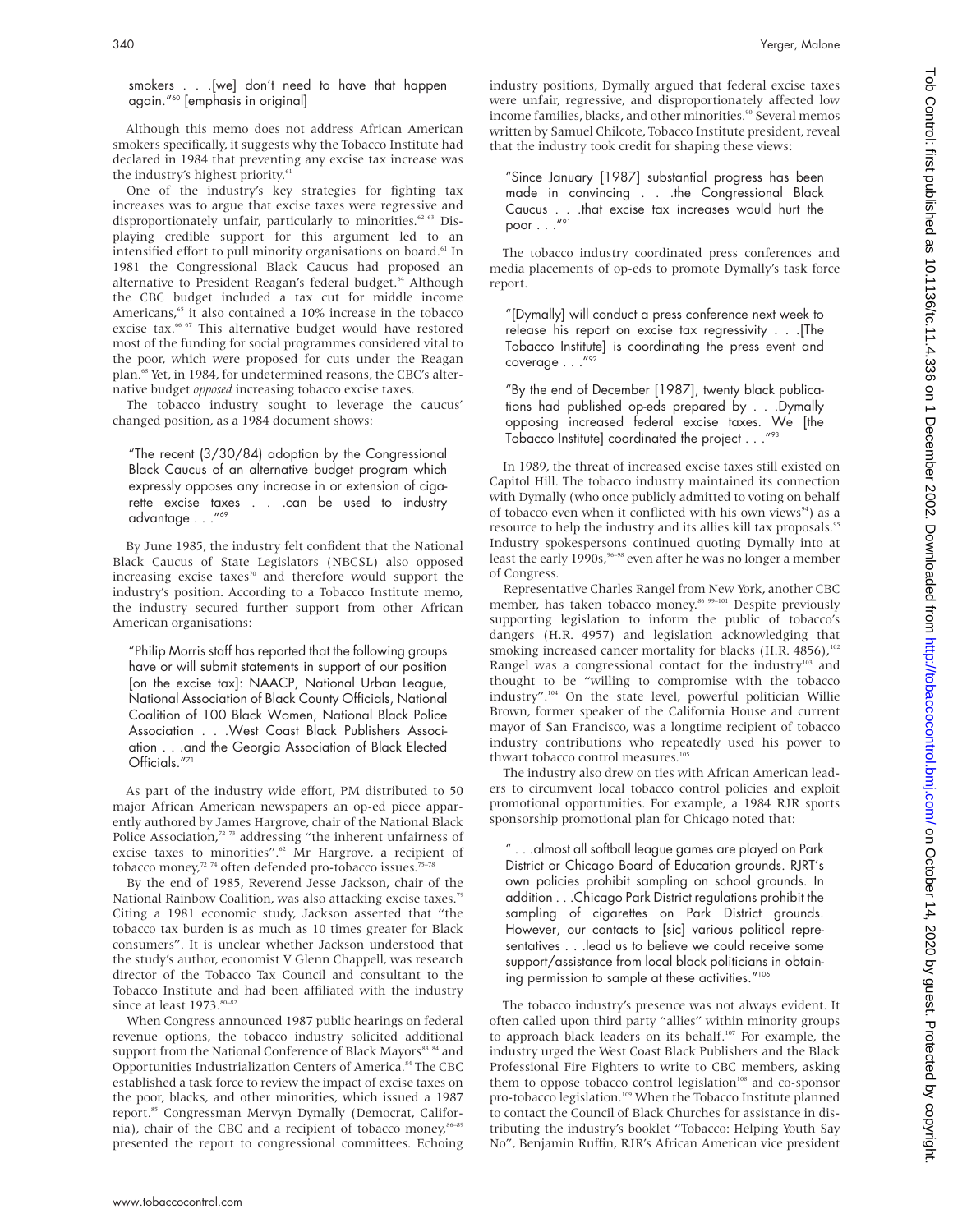smokers . . .[we] don't need to have that happen again."[60] [emphasis in original]

Although this memo does not address African American smokers specifically, it suggests why the Tobacco Institute had declared in 1984 that preventing any excise tax increase was the industry's highest priority.[61]

One of the industry's key strategies for fighting tax increases was to argue that excise taxes were regressive and disproportionately unfair, particularly to minorities.[62 63] Displaying credible support for this argument led to an intensified effort to pull minority organisations on board.[61] In 1981 the Congressional Black Caucus had proposed an alternative to President Reagan's federal budget.[64] Although the CBC budget included a tax cut for middle income Americans,[65] it also contained a 10% increase in the tobacco excise tax.[66 67] This alternative budget would have restored most of the funding for social programmes considered vital to the poor, which were proposed for cuts under the Reagan plan.[68] Yet, in 1984, for undetermined reasons, the CBC's alternative budget *opposed* increasing tobacco excise taxes.

The tobacco industry sought to leverage the caucus' changed position, as a 1984 document shows:

> "The recent (3/30/84) adoption by the Congressional Black Caucus of an alternative budget program which expressly opposes any increase in or extension of cigarette excise taxes . . . can be used to industry advantage . . ."[69]

By June 1985, the industry felt confident that the National Black Caucus of State Legislators (NBCSL) also opposed increasing excise taxes[70] and therefore would support the industry's position. According to a Tobacco Institute memo, the industry secured further support from other African American organisations:

> "Philip Morris staff has reported that the following groups have or will submit statements in support of our position [on the excise tax]: NAACP, National Urban League, National Association of Black County Officials, National Coalition of 100 Black Women, National Black Police Association . . .West Coast Black Publishers Association . . .and the Georgia Association of Black Elected Officials."[71]

As part of the industry wide effort, PM distributed to 50 major African American newspapers an op-ed piece apparently authored by James Hargrove, chair of the National Black Police Association,[72 73] addressing "the inherent unfairness of excise taxes to minorities".[62] Mr Hargrove, a recipient of tobacco money,[72 74] often defended pro-tobacco issues.[75–78]

By the end of 1985, Reverend Jesse Jackson, chair of the National Rainbow Coalition, was also attacking excise taxes.[79] Citing a 1981 economic study, Jackson asserted that "the tobacco tax burden is as much as 10 times greater for Black consumers". It is unclear whether Jackson understood that the study's author, economist V Glenn Chappell, was research director of the Tobacco Tax Council and consultant to the Tobacco Institute and had been affiliated with the industry since at least 1973.[80–82]

When Congress announced 1987 public hearings on federal revenue options, the tobacco industry solicited additional support from the National Conference of Black Mayors[83 84] and Opportunities Industrialization Centers of America.[84] The CBC established a task force to review the impact of excise taxes on the poor, blacks, and other minorities, which issued a 1987 report.[85] Congressman Mervyn Dymally (Democrat, California), chair of the CBC and a recipient of tobacco money,[86–89] presented the report to congressional committees. Echoing industry positions, Dymally argued that federal excise taxes were unfair, regressive, and disproportionately affected low income families, blacks, and other minorities.[90] Several memos written by Samuel Chilcote, Tobacco Institute president, reveal that the industry took credit for shaping these views:

> "Since January [1987] substantial progress has been made in convincing . . .the Congressional Black Caucus . . .that excise tax increases would hurt the poor . . ."[91]

The tobacco industry coordinated press conferences and media placements of op-eds to promote Dymally's task force report.

> "[Dymally] will conduct a press conference next week to release his report on excise tax regressivity . . .[The Tobacco Institute] is coordinating the press event and coverage . . ."[92]

> "By the end of December [1987], twenty black publications had published op-eds prepared by . . .Dymally opposing increased federal excise taxes. We [the Tobacco Institute] coordinated the project . . ."[93]

In 1989, the threat of increased excise taxes still existed on Capitol Hill. The tobacco industry maintained its connection with Dymally (who once publicly admitted to voting on behalf of tobacco even when it conflicted with his own views[94]) as a resource to help the industry and its allies kill tax proposals.[95] Industry spokespersons continued quoting Dymally into at least the early 1990s,[96–98] even after he was no longer a member of Congress.

Representative Charles Rangel from New York, another CBC member, has taken tobacco money.[86 99–101] Despite previously supporting legislation to inform the public of tobacco's dangers (H.R. 4957) and legislation acknowledging that smoking increased cancer mortality for blacks (H.R. 4856),[102] Rangel was a congressional contact for the industry[103] and thought to be "willing to compromise with the tobacco industry".[104] On the state level, powerful politician Willie Brown, former speaker of the California House and current mayor of San Francisco, was a longtime recipient of tobacco industry contributions who repeatedly used his power to thwart tobacco control measures.[105]

The industry also drew on ties with African American leaders to circumvent local tobacco control policies and exploit promotional opportunities. For example, a 1984 RJR sports sponsorship promotional plan for Chicago noted that:

> " . . .almost all softball league games are played on Park District or Chicago Board of Education grounds. RJRT's own policies prohibit sampling on school grounds. In addition . . .Chicago Park District regulations prohibit the sampling of cigarettes on Park District grounds. However, our contacts to [sic] various political representatives . . .lead us to believe we could receive some support/assistance from local black politicians in obtaining permission to sample at these activities."[106]

The tobacco industry's presence was not always evident. It often called upon third party "allies" within minority groups to approach black leaders on its behalf.[107] For example, the industry urged the West Coast Black Publishers and the Black Professional Fire Fighters to write to CBC members, asking them to oppose tobacco control legislation[108] and co-sponsor pro-tobacco legislation.[109] When the Tobacco Institute planned to contact the Council of Black Churches for assistance in distributing the industry's booklet "Tobacco: Helping Youth Say No", Benjamin Ruffin, RJR's African American vice president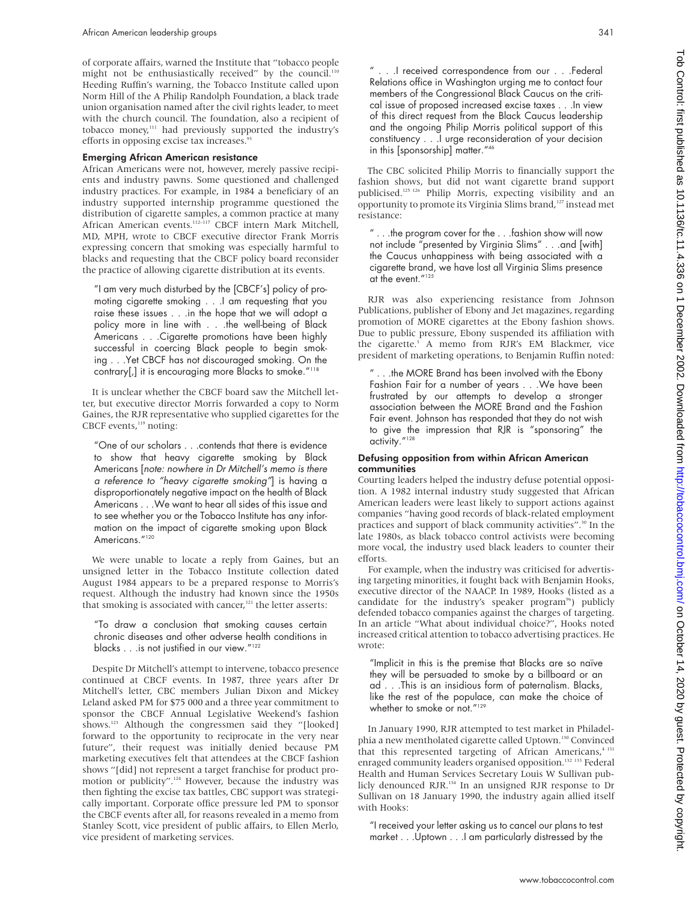of corporate affairs, warned the Institute that "tobacco people might not be enthusiastically received" by the council.[110] Heeding Ruffin's warning, the Tobacco Institute called upon Norm Hill of the A Philip Randolph Foundation, a black trade union organisation named after the civil rights leader, to meet with the church council. The foundation, also a recipient of tobacco money,[111] had previously supported the industry's efforts in opposing excise tax increases.[93]

## Emerging African American resistance

African Americans were not, however, merely passive recipients and industry pawns. Some questioned and challenged industry practices. For example, in 1984 a beneficiary of an industry supported internship programme questioned the distribution of cigarette samples, a common practice at many African American events.[112–117] CBCF intern Mark Mitchell, MD, MPH, wrote to CBCF executive director Frank Morris expressing concern that smoking was especially harmful to blacks and requesting that the CBCF policy board reconsider the practice of allowing cigarette distribution at its events.

> "I am very much disturbed by the [CBCF's] policy of promoting cigarette smoking . . .I am requesting that you raise these issues . . .in the hope that we will adopt a policy more in line with . . .the well-being of Black Americans . . .Cigarette promotions have been highly successful in coercing Black people to begin smoking . . .Yet CBCF has not discouraged smoking. On the contrary[,] it is encouraging more Blacks to smoke."[118]

It is unclear whether the CBCF board saw the Mitchell letter, but executive director Morris forwarded a copy to Norm Gaines, the RJR representative who supplied cigarettes for the CBCF events,[119] noting:

> "One of our scholars . . .contends that there is evidence to show that heavy cigarette smoking by Black Americans [*note: nowhere in Dr Mitchell's memo is there a reference to "heavy cigarette smoking"*] is having a disproportionately negative impact on the health of Black Americans . . .We want to hear all sides of this issue and to see whether you or the Tobacco Institute has any information on the impact of cigarette smoking upon Black Americans."[120]

We were unable to locate a reply from Gaines, but an unsigned letter in the Tobacco Institute collection dated August 1984 appears to be a prepared response to Morris's request. Although the industry had known since the 1950s that smoking is associated with cancer,[121] the letter asserts:

> "To draw a conclusion that smoking causes certain chronic diseases and other adverse health conditions in blacks . . .is not justified in our view."[122]

Despite Dr Mitchell's attempt to intervene, tobacco presence continued at CBCF events. In 1987, three years after Dr Mitchell's letter, CBC members Julian Dixon and Mickey Leland asked PM for $75 000 and a three year commitment to sponsor the CBCF Annual Legislative Weekend's fashion shows.[123] Although the congressmen said they "[looked] forward to the opportunity to reciprocate in the very near future", their request was initially denied because PM marketing executives felt that attendees at the CBCF fashion shows "[did] not represent a target franchise for product promotion or publicity".[124] However, because the industry was then fighting the excise tax battles, CBC support was strategically important. Corporate office pressure led PM to sponsor the CBCF events after all, for reasons revealed in a memo from Stanley Scott, vice president of public affairs, to Ellen Merlo, vice president of marketing services.

> " . . .I received correspondence from our . . .Federal Relations office in Washington urging me to contact four members of the Congressional Black Caucus on the critical issue of proposed increased excise taxes . . .In view of this direct request from the Black Caucus leadership and the ongoing Philip Morris political support of this constituency . . .I urge reconsideration of your decision in this [sponsorship] matter."[46]

The CBC solicited Philip Morris to financially support the fashion shows, but did not want cigarette brand support publicised.[125 126] Philip Morris, expecting visibility and an opportunity to promote its Virginia Slims brand,[127] instead met resistance:

> " . . .the program cover for the . . .fashion show will now not include "presented by Virginia Slims" . . .and [with] the Caucus unhappiness with being associated with a cigarette brand, we have lost all Virginia Slims presence at the event."[125]

RJR was also experiencing resistance from Johnson Publications, publisher of Ebony and Jet magazines, regarding promotion of MORE cigarettes at the Ebony fashion shows. Due to public pressure, Ebony suspended its affiliation with the cigarette.[3] A memo from RJR's EM Blackmer, vice president of marketing operations, to Benjamin Ruffin noted:

> " . . .the MORE Brand has been involved with the Ebony Fashion Fair for a number of years . . .We have been frustrated by our attempts to develop a stronger association between the MORE Brand and the Fashion Fair event. Johnson has responded that they do not wish to give the impression that RJR is "sponsoring" the activity."[128]

## Defusing opposition from within African American communities

Courting leaders helped the industry defuse potential opposition. A 1982 internal industry study suggested that African American leaders were least likely to support actions against companies "having good records of black-related employment practices and support of black community activities".[30] In the late 1980s, as black tobacco control activists were becoming more vocal, the industry used black leaders to counter their efforts.

For example, when the industry was criticised for advertising targeting minorities, it fought back with Benjamin Hooks, executive director of the NAACP. In 1989, Hooks (listed as a candidate for the industry's speaker program[96]) publicly defended tobacco companies against the charges of targeting. In an article "What about individual choice?", Hooks noted increased critical attention to tobacco advertising practices. He wrote:

> "Implicit in this is the premise that Blacks are so naïve they will be persuaded to smoke by a billboard or an ad . . .This is an insidious form of paternalism. Blacks, like the rest of the populace, can make the choice of whether to smoke or not."[129]

In January 1990, RJR attempted to test market in Philadelphia a new mentholated cigarette called Uptown.[130] Convinced that this represented targeting of African Americans,[4 131] enraged community leaders organised opposition.[132 133] Federal Health and Human Services Secretary Louis W Sullivan publicly denounced RJR.[134] In an unsigned RJR response to Dr Sullivan on 18 January 1990, the industry again allied itself with Hooks:

> "I received your letter asking us to cancel our plans to test market . . .Uptown . . .I am particularly distressed by the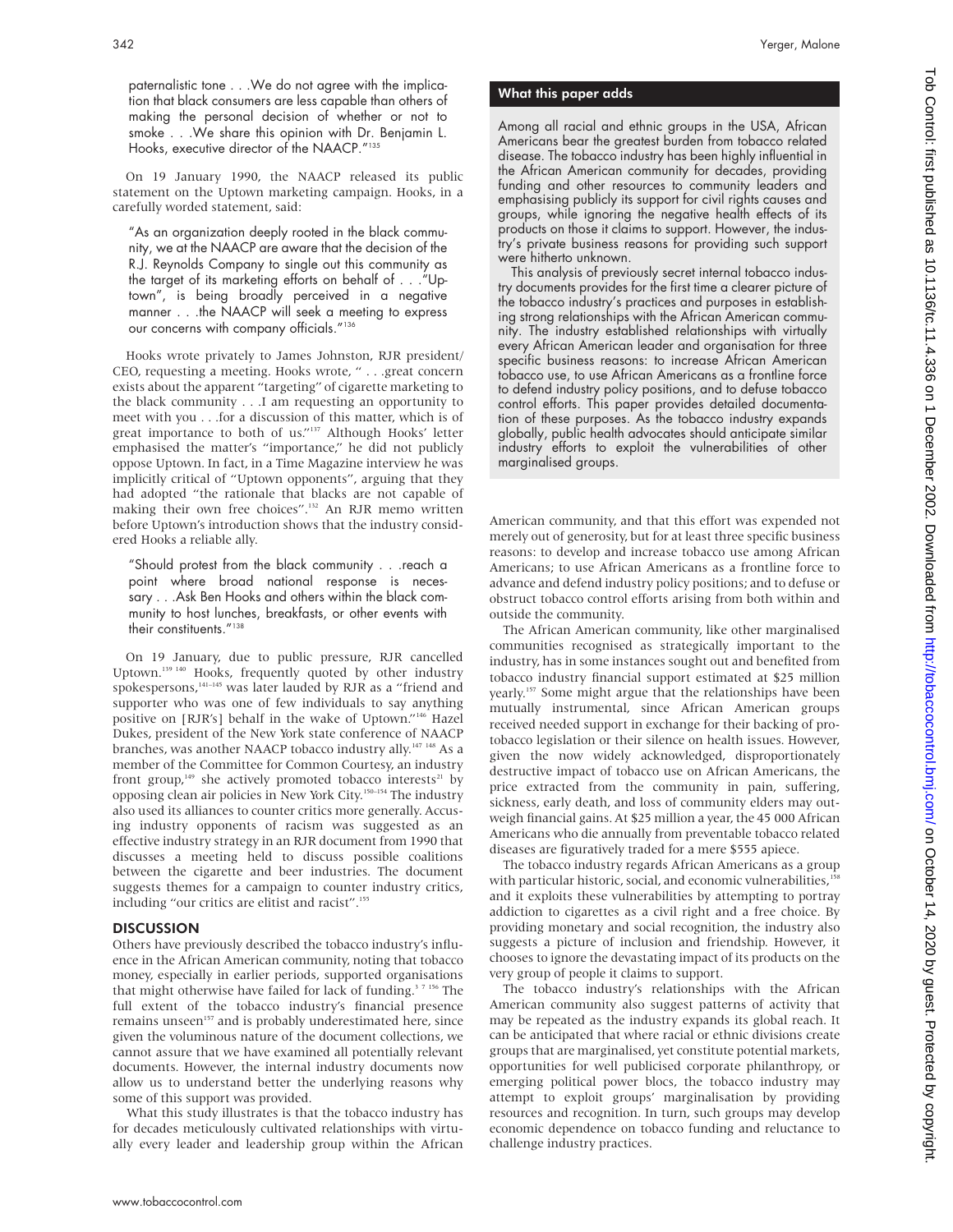paternalistic tone . . .We do not agree with the implication that black consumers are less capable than others of making the personal decision of whether or not to smoke . . .We share this opinion with Dr. Benjamin L. Hooks, executive director of the NAACP."[135]

On 19 January 1990, the NAACP released its public statement on the Uptown marketing campaign. Hooks, in a carefully worded statement, said:

"As an organization deeply rooted in the black community, we at the NAACP are aware that the decision of the R.J. Reynolds Company to single out this community as the target of its marketing efforts on behalf of . . ."Uptown", is being broadly perceived in a negative manner . . .the NAACP will seek a meeting to express our concerns with company officials."[136]

Hooks wrote privately to James Johnston, RJR president/CEO, requesting a meeting. Hooks wrote, " . . .great concern exists about the apparent "targeting" of cigarette marketing to the black community . . .I am requesting an opportunity to meet with you . . .for a discussion of this matter, which is of great importance to both of us."[137] Although Hooks' letter emphasised the matter's "importance," he did not publicly oppose Uptown. In fact, in a Time Magazine interview he was implicitly critical of "Uptown opponents", arguing that they had adopted "the rationale that blacks are not capable of making their own free choices".[132] An RJR memo written before Uptown's introduction shows that the industry considered Hooks a reliable ally.

"Should protest from the black community . . .reach a point where broad national response is necessary . . .Ask Ben Hooks and others within the black community to host lunches, breakfasts, or other events with their constituents."[138]

On 19 January, due to public pressure, RJR cancelled Uptown.[139 140] Hooks, frequently quoted by other industry spokespersons,[141–145] was later lauded by RJR as a "friend and supporter who was one of few individuals to say anything positive on [RJR's] behalf in the wake of Uptown."[146] Hazel Dukes, president of the New York state conference of NAACP branches, was another NAACP tobacco industry ally.[147 148] As a member of the Committee for Common Courtesy, an industry front group,[149] she actively promoted tobacco interests[21] by opposing clean air policies in New York City.[150–154] The industry also used its alliances to counter critics more generally. Accusing industry opponents of racism was suggested as an effective industry strategy in an RJR document from 1990 that discusses a meeting held to discuss possible coalitions between the cigarette and beer industries. The document suggests themes for a campaign to counter industry critics, including "our critics are elitist and racist".[155]

## DISCUSSION

Others have previously described the tobacco industry's influence in the African American community, noting that tobacco money, especially in earlier periods, supported organisations that might otherwise have failed for lack of funding.[3 7 156] The full extent of the tobacco industry's financial presence remains unseen[157] and is probably underestimated here, since given the voluminous nature of the document collections, we cannot assure that we have examined all potentially relevant documents. However, the internal industry documents now allow us to understand better the underlying reasons why some of this support was provided.

What this study illustrates is that the tobacco industry has for decades meticulously cultivated relationships with virtually every leader and leadership group within the African American community, and that this effort was expended not merely out of generosity, but for at least three specific business reasons: to develop and increase tobacco use among African Americans; to use African Americans as a frontline force to advance and defend industry policy positions; and to defuse or obstruct tobacco control efforts arising from both within and outside the community.

The African American community, like other marginalised communities recognised as strategically important to the industry, has in some instances sought out and benefited from tobacco industry financial support estimated at \$25 million yearly.[157] Some might argue that the relationships have been mutually instrumental, since African American groups received needed support in exchange for their backing of protobacco legislation or their silence on health issues. However, given the now widely acknowledged, disproportionately destructive impact of tobacco use on African Americans, the price extracted from the community in pain, suffering, sickness, early death, and loss of community elders may outweigh financial gains. At \$25 million a year, the 45 000 African Americans who die annually from preventable tobacco related diseases are figuratively traded for a mere \$555 apiece.

The tobacco industry regards African Americans as a group with particular historic, social, and economic vulnerabilities,[158] and it exploits these vulnerabilities by attempting to portray addiction to cigarettes as a civil right and a free choice. By providing monetary and social recognition, the industry also suggests a picture of inclusion and friendship. However, it chooses to ignore the devastating impact of its products on the very group of people it claims to support.

The tobacco industry's relationships with the African American community also suggest patterns of activity that may be repeated as the industry expands its global reach. It can be anticipated that where racial or ethnic divisions create groups that are marginalised, yet constitute potential markets, opportunities for well publicised corporate philanthropy, or emerging political power blocs, the tobacco industry may attempt to exploit groups' marginalisation by providing resources and recognition. In turn, such groups may develop economic dependence on tobacco funding and reluctance to challenge industry practices.

### What this paper adds

Among all racial and ethnic groups in the USA, African Americans bear the greatest burden from tobacco related disease. The tobacco industry has been highly influential in the African American community for decades, providing funding and other resources to community leaders and emphasising publicly its support for civil rights causes and groups, while ignoring the negative health effects of its products on those it claims to support. However, the industry's private business reasons for providing such support were hitherto unknown.

This analysis of previously secret internal tobacco industry documents provides for the first time a clearer picture of the tobacco industry's practices and purposes in establishing strong relationships with the African American community. The industry established relationships with virtually every African American leader and organisation for three specific business reasons: to increase African American tobacco use, to use African Americans as a frontline force to defend industry policy positions, and to defuse tobacco control efforts. This paper provides detailed documentation of these purposes. As the tobacco industry expands globally, public health advocates should anticipate similar industry efforts to exploit the vulnerabilities of other marginalised groups.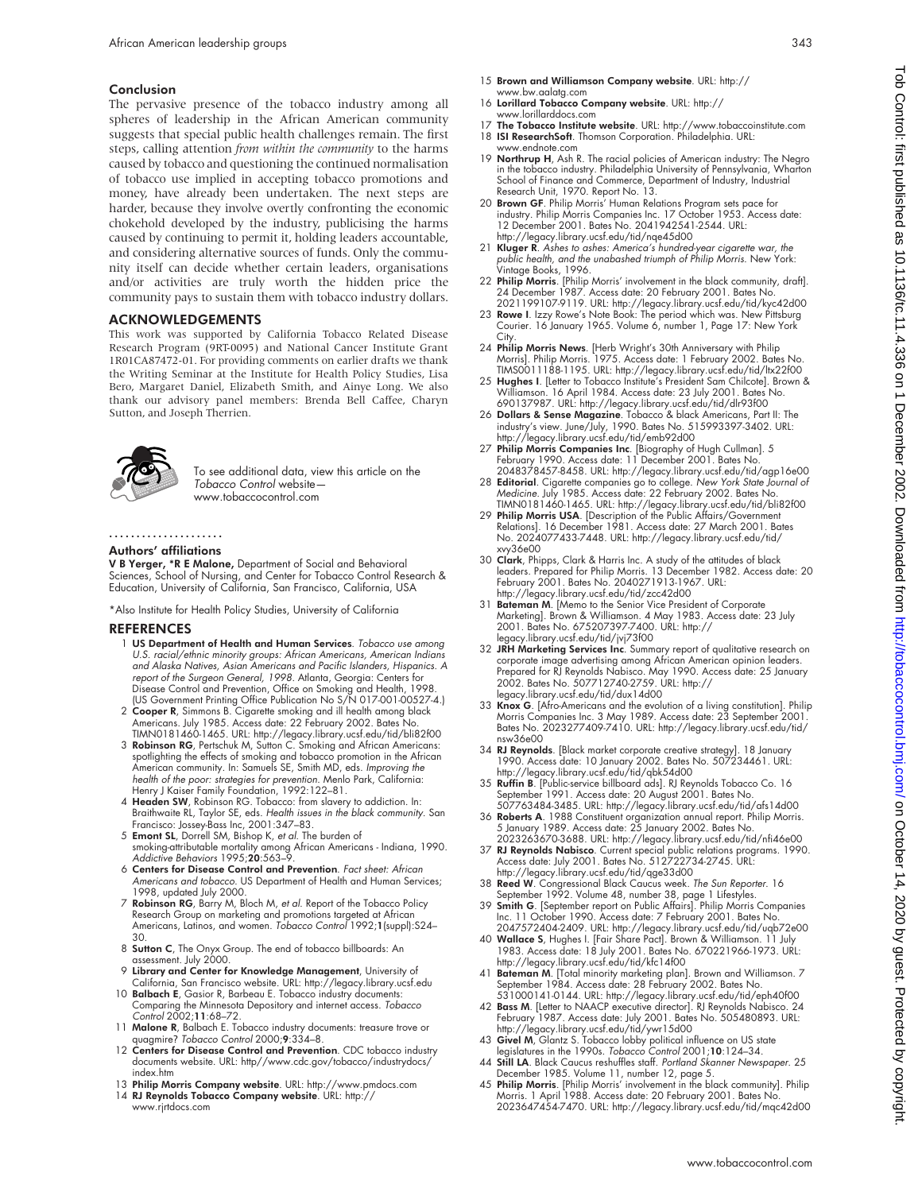## Conclusion

The pervasive presence of the tobacco industry among all spheres of leadership in the African American community suggests that special public health challenges remain. The first steps, calling attention *from within the community* to the harms caused by tobacco and questioning the continued normalisation of tobacco use implied in accepting tobacco promotions and money, have already been undertaken. The next steps are harder, because they involve overtly confronting the economic chokehold developed by the industry, publicising the harms caused by continuing to permit it, holding leaders accountable, and considering alternative sources of funds. Only the community itself can decide whether certain leaders, organisations and/or activities are truly worth the hidden price the community pays to sustain them with tobacco industry dollars.

## ACKNOWLEDGEMENTS

This work was supported by California Tobacco Related Disease Research Program (9RT-0095) and National Cancer Institute Grant 1R01CA87472-01. For providing comments on earlier drafts we thank the Writing Seminar at the Institute for Health Policy Studies, Lisa Bero, Margaret Daniel, Elizabeth Smith, and Ainye Long. We also thank our advisory panel members: Brenda Bell Caffee, Charyn Sutton, and Joseph Therrien.

To see additional data, view this article on the *Tobacco Control* website—www.tobaccocontrol.com

### Authors' affiliations

**V B Yerger, \*R E Malone,** Department of Social and Behavioral Sciences, School of Nursing, and Center for Tobacco Control Research & Education, University of California, San Francisco, California, USA

\*Also Institute for Health Policy Studies, University of California

## REFERENCES

1. **US Department of Health and Human Services**. *Tobacco use among U.S. racial/ethnic minority groups: African Americans, American Indians and Alaska Natives, Asian Americans and Pacific Islanders, Hispanics. A report of the Surgeon General, 1998*. Atlanta, Georgia: Centers for Disease Control and Prevention, Office on Smoking and Health, 1998. (US Government Printing Office Publication No S/N 017-001-00527-4.)
2. **Cooper R**, Simmons B. Cigarette smoking and ill health among black Americans. July 1985. Access date: 22 February 2002. Bates No. TIMN0181460-1465. URL: http://legacy.library.ucsf.edu/tid/bli82f00
3. **Robinson RG**, Pertschuk M, Sutton C. Smoking and African Americans: spotlighting the effects of smoking and tobacco promotion in the African American community. In: Samuels SE, Smith MD, eds. *Improving the health of the poor: strategies for prevention*. Menlo Park, California: Henry J Kaiser Family Foundation, 1992:122–81.
4. **Headen SW**, Robinson RG. Tobacco: from slavery to addiction. In: Braithwaite RL, Taylor SE, eds. *Health issues in the black community*. San Francisco: Jossey-Bass Inc, 2001:347–83.
5. **Emont SL**, Dorrell SM, Bishop K, *et al*. The burden of smoking-attributable mortality among African Americans - Indiana, 1990. *Addictive Behaviors* 1995;**20**:563–9.
6. **Centers for Disease Control and Prevention**. *Fact sheet: African Americans and tobacco*. US Department of Health and Human Services; 1998, updated July 2000.
7. **Robinson RG**, Barry M, Bloch M, *et al*. Report of the Tobacco Policy Research Group on marketing and promotions targeted at African Americans, Latinos, and women. *Tobacco Control* 1992;**1**(suppl):S24–30.
8. **Sutton C**, The Onyx Group. The end of tobacco billboards: An assessment. July 2000.
9. **Library and Center for Knowledge Management**, University of California, San Francisco website. URL: http://legacy.library.ucsf.edu
10. **Balbach E**, Gasior R, Barbeau E. Tobacco industry documents: Comparing the Minnesota Depository and internet access. *Tobacco Control* 2002;**11**:68–72.
11. **Malone R**, Balbach E. Tobacco industry documents: treasure trove or quagmire? *Tobacco Control* 2000;**9**:334–8.
12. **Centers for Disease Control and Prevention**. CDC tobacco industry documents website. URL: http//www.cdc.gov/tobacco/industrydocs/index.htm
13. **Philip Morris Company website**. URL: http://www.pmdocs.com
14. **RJ Reynolds Tobacco Company website**. URL: http://www.rjrtdocs.com
15. **Brown and Williamson Company website**. URL: http://www.bw.aalatg.com
16. **Lorillard Tobacco Company website**. URL: http://www.lorillarddocs.com
17. **The Tobacco Institute website**. URL: http://www.tobaccoinstitute.com
18. **ISI ResearchSoft**. Thomson Corporation. Philadelphia. URL: www.endnote.com
19. **Northrup H**, Ash R. The racial policies of American industry: The Negro in the tobacco industry. Philadelphia University of Pennsylvania, Wharton School of Finance and Commerce, Department of Industry, Industrial Research Unit, 1970. Report No. 13.
20. **Brown GF**. Philip Morris' Human Relations Program sets pace for industry. Philip Morris Companies Inc. 17 October 1953. Access date: 12 December 2001. Bates No. 2041942541-2544. URL: http://legacy.library.ucsf.edu/tid/nqe45d00
21. **Kluger R**. *Ashes to ashes: America's hundred-year cigarette war, the public health, and the unabashed triumph of Philip Morris*. New York: Vintage Books, 1996.
22. **Philip Morris**. [Philip Morris' involvement in the black community, draft]. 24 December 1987. Access date: 20 February 2001. Bates No. 2021199107-9119. URL: http://legacy.library.ucsf.edu/tid/kyc42d00
23. **Rowe I**. Izzy Rowe's Note Book: The period which was. New Pittsburg Courier. 16 January 1965. Volume 6, number 1, Page 17: New York City.
24. **Philip Morris News**. [Herb Wright's 30th Anniversary with Philip Morris]. Philip Morris. 1975. Access date: 1 February 2002. Bates No. TIMS0011188-1195. URL: http://legacy.library.ucsf.edu/tid/ltx22f00
25. **Hughes I**. [Letter to Tobacco Institute's President Sam Chilcote]. Brown & Williamson. 16 April 1984. Access date: 23 July 2001. Bates No. 690137987. URL: http://legacy.library.ucsf.edu/tid/dlr93f00
26. **Dollars & Sense Magazine**. Tobacco & black Americans, Part II: The industry's view. June/July, 1990. Bates No. 515993397-3402. URL: http://legacy.library.ucsf.edu/tid/emb92d00
27. **Philip Morris Companies Inc**. [Biography of Hugh Cullman]. 5 February 1990. Access date: 11 December 2001. Bates No. 2048378457-8458. URL: http://legacy.library.ucsf.edu/tid/agp16e00
28. **Editorial**. Cigarette companies go to college. *New York State Journal of Medicine*. July 1985. Access date: 22 February 2002. Bates No. TIMN0181460-1465. URL: http://legacy.library.ucsf.edu/tid/bli82f00
29. **Philip Morris USA**. [Description of the Public Affairs/Government Relations]. 16 December 1981. Access date: 27 March 2001. Bates No. 2024077433-7448. URL: http://legacy.library.ucsf.edu/tid/xvy36e00
30. **Clark**, Phipps, Clark & Harris Inc. A study of the attitudes of black leaders. Prepared for Philip Morris. 13 December 1982. Access date: 20 February 2001. Bates No. 2040271913-1967. URL: http://legacy.library.ucsf.edu/tid/zcc42d00
31. **Bateman M**. [Memo to the Senior Vice President of Corporate Marketing]. Brown & Williamson. 4 May 1983. Access date: 23 July 2001. Bates No. 675207397-7400. URL: http://legacy.library.ucsf.edu/tid/jvj73f00
32. **JRH Marketing Services Inc**. Summary report of qualitative research on corporate image advertising among African American opinion leaders. Prepared for RJ Reynolds Nabisco. May 1990. Access date: 25 January 2002. Bates No. 507712740-2759. URL: http://legacy.library.ucsf.edu/tid/dux14d00
33. **Knox G**. [Afro-Americans and the evolution of a living constitution]. Philip Morris Companies Inc. 3 May 1989. Access date: 23 September 2001. Bates No. 2023277409-7410. URL: http://legacy.library.ucsf.edu/tid/nsw36e00
34. **RJ Reynolds**. [Black market corporate creative strategy]. 18 January 1990. Access date: 10 January 2002. Bates No. 507234461. URL: http://legacy.library.ucsf.edu/tid/qbk54d00
35. **Ruffin B**. [Public-service billboard ads]. RJ Reynolds Tobacco Co. 16 September 1991. Access date: 20 August 2001. Bates No. 507763484-3485. URL: http://legacy.library.ucsf.edu/tid/afs14d00
36. **Roberts A**. 1988 Constituent organization annual report. Philip Morris. 5 January 1989. Access date: 25 January 2002. Bates No. 2023263670-3688. URL: http://legacy.library.ucsf.edu/tid/nfi46e00
37. **RJ Reynolds Nabisco**. Current special public relations programs. 1990. Access date: July 2001. Bates No. 512722734-2745. URL: http://legacy.library.ucsf.edu/tid/qge33d00
38. **Reed W**. Congressional Black Caucus week. *The Sun Reporter*. 16 September 1992. Volume 48, number 38, page 1 Lifestyles.
39. **Smith G**. [September report on Public Affairs]. Philip Morris Companies Inc. 11 October 1990. Access date: 7 February 2001. Bates No. 2047572404-2409. URL: http://legacy.library.ucsf.edu/tid/uqb72e00
40. **Wallace S**, Hughes I. [Fair Share Pact]. Brown & Williamson. 11 July 1983. Access date: 18 July 2001. Bates No. 670221966-1973. URL: http://legacy.library.ucsf.edu/tid/kfc14f00
41. **Bateman M**. [Total minority marketing plan]. Brown and Williamson. 7 September 1984. Access date: 28 February 2002. Bates No. 531000141-0144. URL: http://legacy.library.ucsf.edu/tid/eph40f00
42. **Bass M**. [Letter to NAACP executive director]. RJ Reynolds Nabisco. 24 February 1987. Access date: July 2001. Bates No. 505480893. URL: http://legacy.library.ucsf.edu/tid/ywr15d00
43. **Givel M**, Glantz S. Tobacco lobby political influence on US state legislatures in the 1990s. *Tobacco Control* 2001;**10**:124–34.
44. **Still LA**. Black Caucus reshuffles staff. *Portland Skanner Newspaper*. 25 December 1985. Volume 11, number 12, page 5.
45. **Philip Morris**. [Philip Morris' involvement in the black community]. Philip Morris. 1 April 1988. Access date: 20 February 2001. Bates No. 2023647454-7470. URL: http://legacy.library.ucsf.edu/tid/mqc42d00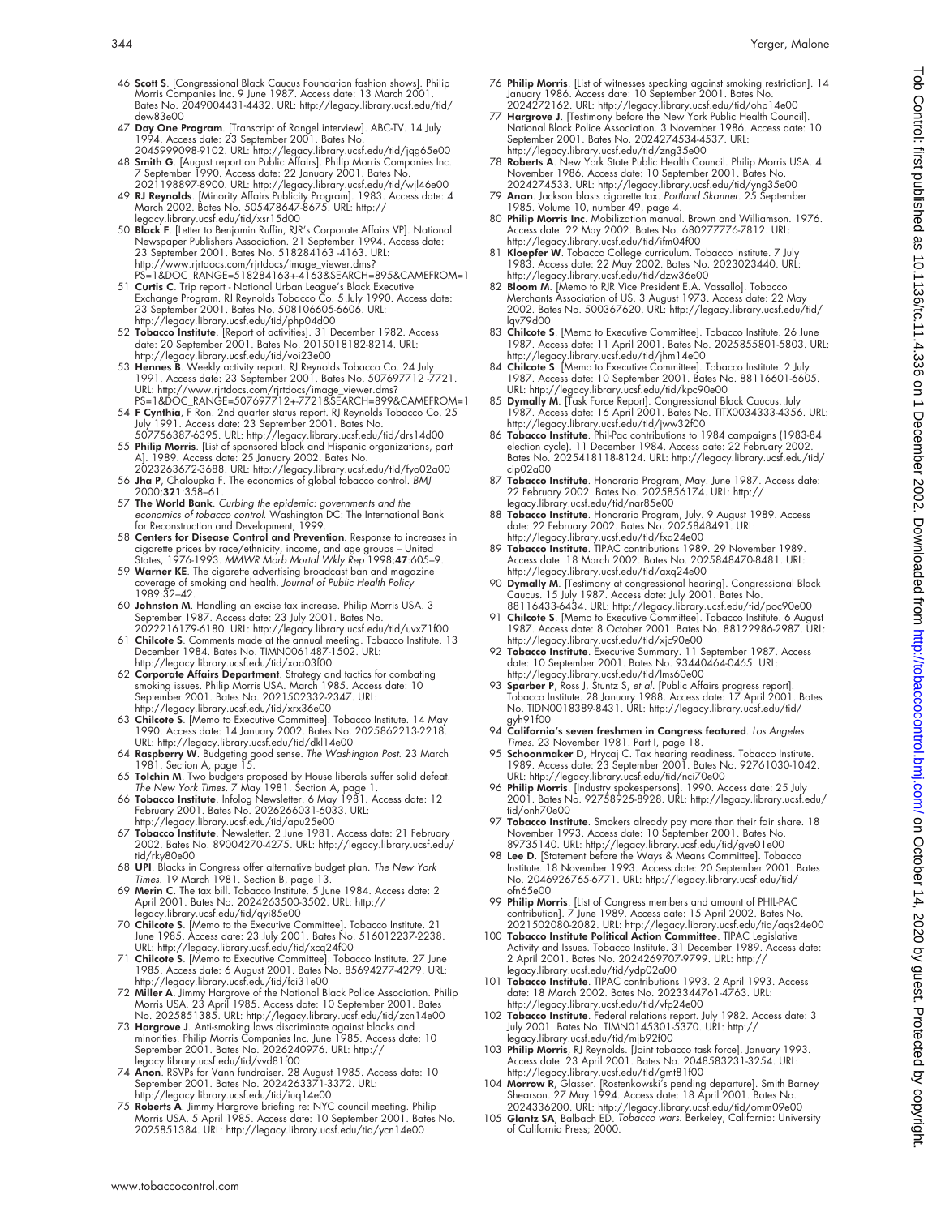46 **Scott S**. [Congressional Black Caucus Foundation fashion shows]. Philip Morris Companies Inc. 9 June 1987. Access date: 13 March 2001. Bates No. 2049004431-4432. URL: http://legacy.library.ucsf.edu/tid/dew83e00

47 **Day One Program**. [Transcript of Rangel interview]. ABC-TV. 14 July 1994. Access date: 23 September 2001. Bates No. 2045999098-9102. URL: http://legacy.library.ucsf.edu/tid/jqg65e00

48 **Smith G**. [August report on Public Affairs]. Philip Morris Companies Inc. 7 September 1990. Access date: 22 January 2001. Bates No. 2021198897-8900. URL: http://legacy.library.ucsf.edu/tid/wjl46e00

49 **RJ Reynolds**. [Minority Affairs Publicity Program]. 1983. Access date: 4 March 2002. Bates No. 505478647-8675. URL: http://legacy.library.ucsf.edu/tid/xsr15d00

50 **Black F**. [Letter to Benjamin Ruffin, RJR's Corporate Affairs VP]. National Newspaper Publishers Association. 21 September 1994. Access date: 23 September 2001. Bates No. 518284163 -4163. URL: http://www.rjrtdocs.com/rjrtdocs/image_viewer.dms?PS=1&DOC_RANGE=518284163+-4163&SEARCH=895&CAMEFROM=1

51 **Curtis C**. Trip report - National Urban League's Black Executive Exchange Program. RJ Reynolds Tobacco Co. 5 July 1990. Access date: 23 September 2001. Bates No. 508106605-6606. URL: http://legacy.library.ucsf.edu/tid/php79d00

52 **Tobacco Institute**. [Report of activities]. 31 December 1982. Access date: 20 September 2001. Bates No. 2015018182-8214. URL: http://legacy.library.ucsf.edu/tid/voi23e00

53 **Hennes B**. Weekly activity report. RJ Reynolds Tobacco Co. 24 July 1991. Access date: 23 September 2001. Bates No. 507697712 -7721. URL: http://www.rjrtdocs.com/rjrtdocs/image_viewer.dms?PS=1&DOC_RANGE=507697712+-7721&SEARCH=899&CAMEFROM=1

54 **F Cynthia**, F Ron. 2nd quarter status report. RJ Reynolds Tobacco Co. 25 July 1991. Access date: 23 September 2001. Bates No. 507756387-6395. URL: http://legacy.library.ucsf.edu/tid/drs14d00

55 **Philip Morris**. [List of sponsored black and Hispanic organizations, part A]. 1989. Access date: 25 January 2002. Bates No. 2023263672-3688. URL: http://legacy.library.ucsf.edu/tid/fyo02a00

56 **Jha P**, Chaloupka F. The economics of global tobacco control. *BMJ* 2000;**321**:358–61.

57 **The World Bank**. *Curbing the epidemic: governments and the economics of tobacco control.* Washington DC: The International Bank for Reconstruction and Development; 1999.

58 **Centers for Disease Control and Prevention**. Response to increases in cigarette prices by race/ethnicity, income, and age groups – United States, 1976-1993. *MMWR Morb Mortal Wkly Rep* 1998;**47**:605–9.

59 **Warner KE**. The cigarette advertising broadcast ban and magazine coverage of smoking and health. *Journal of Public Health Policy* 1989:32–42.

60 **Johnston M**. Handling an excise tax increase. Philip Morris USA. 3 September 1987. Access date: 23 July 2001. Bates No. 2022216179-6180. URL: http://legacy.library.ucsf.edu/tid/uvx71f00

61 **Chilcote S**. Comments made at the annual meeting. Tobacco Institute. 13 December 1984. Bates No. TIMN0061487-1502. URL: http://legacy.library.ucsf.edu/tid/xaa03f00

62 **Corporate Affairs Department**. Strategy and tactics for combating smoking issues. Philip Morris USA. March 1985. Access date: 10 September 2001. Bates No. 2021502332-2347. URL: http://legacy.library.ucsf.edu/tid/xrx36e00

63 **Chilcote S**. [Memo to Executive Committee]. Tobacco Institute. 14 May 1990. Access date: 14 January 2002. Bates No. 2025862213-2218. URL: http://legacy.library.ucsf.edu/tid/dkl14e00

64 **Raspberry W**. Budgeting good sense. *The Washington Post.* 23 March 1981. Section A, page 15.

65 **Tolchin M**. Two budgets proposed by House liberals suffer solid defeat. *The New York Times.* 7 May 1981. Section A, page 1.

66 **Tobacco Institute**. Infolog Newsletter. 6 May 1981. Access date: 12 February 2001. Bates No. 2026266031-6033. URL: http://legacy.library.ucsf.edu/tid/apu25e00

67 **Tobacco Institute**. Newsletter. 2 June 1981. Access date: 21 February 2002. Bates No. 89004270-4275. URL: http://legacy.library.ucsf.edu/tid/rky80e00

68 **UPI**. Blacks in Congress offer alternative budget plan. *The New York Times.* 19 March 1981. Section B, page 13.

69 **Merin C**. The tax bill. Tobacco Institute. 5 June 1984. Access date: 2 April 2001. Bates No. 2024263500-3502. URL: http://legacy.library.ucsf.edu/tid/qyi85e00

70 **Chilcote S**. [Memo to the Executive Committee]. Tobacco Institute. 21 June 1985. Access date: 23 July 2001. Bates No. 516012237-2238. URL: http://legacy.library.ucsf.edu/tid/xcq24f00

71 **Chilcote S**. [Memo to Executive Committee]. Tobacco Institute. 27 June 1985. Access date: 6 August 2001. Bates No. 85694277-4279. URL: http://legacy.library.ucsf.edu/tid/fci31e00

72 **Miller A**. Jimmy Hargrove of the National Black Police Association. Philip Morris USA. 23 April 1985. Access date: 10 September 2001. Bates No. 2025851385. URL: http://legacy.library.ucsf.edu/tid/zcn14e00

73 **Hargrove J**. Anti-smoking laws discriminate against blacks and minorities. Philip Morris Companies Inc. June 1985. Access date: 10 September 2001. Bates No. 2026240976. URL: http://legacy.library.ucsf.edu/tid/vvd81f00

74 **Anon**. RSVPs for Vann fundraiser. 28 August 1985. Access date: 10 September 2001. Bates No. 2024263371-3372. URL: http://legacy.library.ucsf.edu/tid/iuq14e00

75 **Roberts A**. Jimmy Hargrove briefing re: NYC council meeting. Philip Morris USA. 5 April 1985. Access date: 10 September 2001. Bates No. 2025851384. URL: http://legacy.library.ucsf.edu/tid/ycn14e00

76 **Philip Morris**. [List of witnesses speaking against smoking restriction]. 14 January 1986. Access date: 10 September 2001. Bates No. 2024272162. URL: http://legacy.library.ucsf.edu/tid/ohp14e00

77 **Hargrove J**. [Testimony before the New York Public Health Council]. National Black Police Association. 3 November 1986. Access date: 10 September 2001. Bates No. 2024274534-4537. URL: http://legacy.library.ucsf.edu/tid/zng35e00

78 **Roberts A**. New York State Public Health Council. Philip Morris USA. 4 November 1986. Access date: 10 September 2001. Bates No. 2024274533. URL: http://legacy.library.ucsf.edu/tid/yng35e00

79 **Anon**. Jackson blasts cigarette tax. *Portland Skanner.* 25 September 1985. Volume 10, number 49, page 4.

80 **Philip Morris Inc**. Mobilization manual. Brown and Williamson. 1976. Access date: 22 May 2002. Bates No. 680277776-7812. URL: http://legacy.library.ucsf.edu/tid/ifm04f00

81 **Kloepfer W**. Tobacco College curriculum. Tobacco Institute. 7 July 1983. Access date: 22 May 2002. Bates No. 2023023440. URL: http://legacy.library.ucsf.edu/tid/dzw36e00

82 **Bloom M**. [Memo to RJR Vice President E.A. Vassallo]. Tobacco Merchants Association of US. 3 August 1973. Access date: 22 May 2002. Bates No. 500367620. URL: http://legacy.library.ucsf.edu/tid/lqv79d00

83 **Chilcote S**. [Memo to Executive Committee]. Tobacco Institute. 26 June 1987. Access date: 11 April 2001. Bates No. 2025855801-5803. URL: http://legacy.library.ucsf.edu/tid/jhm14e00

84 **Chilcote S**. [Memo to Executive Committee]. Tobacco Institute. 2 July 1987. Access date: 10 September 2001. Bates No. 88116601-6605. URL: http://legacy.library.ucsf.edu/tid/kpc90e00

85 **Dymally M**. [Task Force Report]. Congressional Black Caucus. July 1987. Access date: 16 April 2001. Bates No. TITX0034333-4356. URL: http://legacy.library.ucsf.edu/tid/jww32f00

86 **Tobacco Institute**. Phil-Pac contributions to 1984 campaigns (1983-84 election cycle). 11 December 1984. Access date: 22 February 2002. Bates No. 2025418118-8124. URL: http://legacy.library.ucsf.edu/tid/cip02a00

87 **Tobacco Institute**. Honoraria Program, May. June 1987. Access date: 22 February 2002. Bates No. 2025856174. URL: http://legacy.library.ucsf.edu/tid/nar85e00

88 **Tobacco Institute**. Honoraria Program, July. 9 August 1989. Access date: 22 February 2002. Bates No. 2025848491. URL: http://legacy.library.ucsf.edu/tid/fxq24e00

89 **Tobacco Institute**. TIPAC contributions 1989. 29 November 1989. Access date: 18 March 2002. Bates No. 2025848470-8481. URL: http://legacy.library.ucsf.edu/tid/axq24e00

90 **Dymally M**. [Testimony at congressional hearing]. Congressional Black Caucus. 15 July 1987. Access date: July 2001. Bates No. 88116433-6434. URL: http://legacy.library.ucsf.edu/tid/poc90e00

91 **Chilcote S**. [Memo to Executive Committee]. Tobacco Institute. 6 August 1987. Access date: 8 October 2001. Bates No. 88122986-2987. URL: http://legacy.library.ucsf.edu/tid/xjc90e00

92 **Tobacco Institute**. Executive Summary. 11 September 1987. Access date: 10 September 2001. Bates No. 93440464-0465. URL: http://legacy.library.ucsf.edu/tid/lms60e00

93 **Sparber P**, Ross J, Stuntz S, *et al.* [Public Affairs progress report]. Tobacco Institute. 28 January 1988. Access date: 17 April 2001. Bates No. TIDN0018389-8431. URL: http://legacy.library.ucsf.edu/tid/gyh91f00

94 **California's seven freshmen in Congress featured**. *Los Angeles Times.* 23 November 1981. Part I, page 18.

95 **Schoonmaker D**, Hrycaj C. Tax hearing readiness. Tobacco Institute. 1989. Access date: 23 September 2001. Bates No. 92761030-1042. URL: http://legacy.library.ucsf.edu/tid/nci70e00

96 **Philip Morris**. [Industry spokespersons]. 1990. Access date: 25 July 2001. Bates No. 92758925-8928. URL: http://legacy.library.ucsf.edu/tid/onh70e00

97 **Tobacco Institute**. Smokers already pay more than their fair share. 18 November 1993. Access date: 10 September 2001. Bates No. 89735140. URL: http://legacy.library.ucsf.edu/tid/gve01e00

98 **Lee D**. [Statement before the Ways & Means Committee]. Tobacco Institute. 18 November 1993. Access date: 20 September 2001. Bates No. 2046926765-6771. URL: http://legacy.library.ucsf.edu/tid/ofn65e00

99 **Philip Morris**. [List of Congress members and amount of PHIL-PAC contribution]. 7 June 1989. Access date: 15 April 2002. Bates No. 2021502080-2082. URL: http://legacy.library.ucsf.edu/tid/aqs24e00

100 **Tobacco Institute Political Action Committee**. TIPAC Legislative Activity and Issues. Tobacco Institute. 31 December 1989. Access date: 2 April 2001. Bates No. 2024269707-9799. URL: http://legacy.library.ucsf.edu/tid/ydp02a00

101 **Tobacco Institute**. TIPAC contributions 1993. 2 April 1993. Access date: 18 March 2002. Bates No. 2023344761-4763. URL: http://legacy.library.ucsf.edu/tid/vfp24e00

102 **Tobacco Institute**. Federal relations report. July 1982. Access date: 3 July 2001. Bates No. TIMN0145301-5370. URL: http://legacy.library.ucsf.edu/tid/mjb92f00

103 **Philip Morris**, RJ Reynolds. [Joint tobacco task force]. January 1993. Access date: 23 April 2001. Bates No. 2048583231-3254. URL: http://legacy.library.ucsf.edu/tid/gmt81f00

104 **Morrow R**, Glasser. [Rostenkowski's pending departure]. Smith Barney Shearson. 27 May 1994. Access date: 18 April 2001. Bates No. 2024336200. URL: http://legacy.library.ucsf.edu/tid/omm09e00

105 **Glantz SA**, Balbach ED. *Tobacco wars.* Berkeley, California: University of California Press; 2000.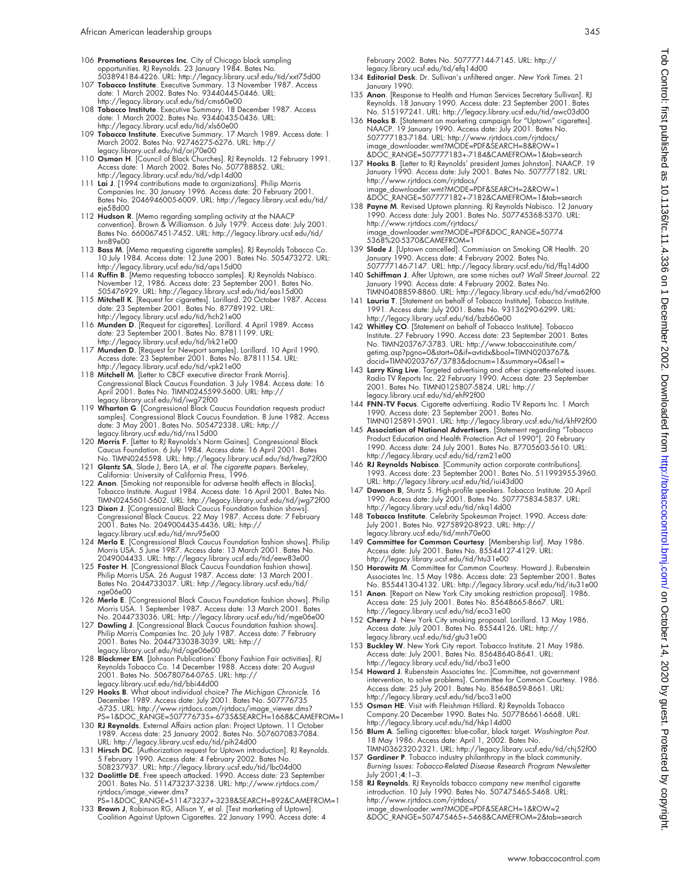106 **Promotions Resources Inc**. City of Chicago black sampling opportunities. RJ Reynolds. 23 January 1984. Bates No. 503894184-4226. URL: http://legacy.library.ucsf.edu/tid/xxt75d00

107 **Tobacco Institute**. Executive Summary. 13 November 1987. Access date: 1 March 2002. Bates No. 93440445-0446. URL: http://legacy.library.ucsf.edu/tid/cms60e00

108 **Tobacco Institute**. Executive Summary. 18 December 1987. Access date: 1 March 2002. Bates No. 93440435-0436. URL: http://legacy.library.ucsf.edu/tid/xls60e00

109 **Tobacco Institute**. Executive Summary. 17 March 1989. Access date: 1 March 2002. Bates No. 92746275-6276. URL: http://legacy.library.ucsf.edu/tid/orj70e00

110 **Osmon H**. [Council of Black Churches]. RJ Reynolds. 12 February 1991. Access date: 1 March 2002. Bates No. 507788852. URL: http://legacy.library.ucsf.edu/tid/vdp14d00

111 **Lai J**. [1994 contributions made to organizations]. Philip Morris Companies Inc. 30 January 1996. Access date: 20 February 2001. Bates No. 2046946005-6009. URL: http://legacy.library.ucsf.edu/tid/eje58d00

112 **Hudson R**. [Memo regarding sampling activity at the NAACP convention]. Brown & Williamson. 6 July 1979. Access date: July 2001. Bates No. 660067451-7452. URL: http://legacy.library.ucsf.edu/tid/hrn89e00

113 **Bass M**. [Memo requesting cigarette samples]. RJ Reynolds Tobacco Co. 10 July 1984. Access date: 12 June 2001. Bates No. 505473272. URL: http://legacy.library.ucsf.edu/tid/aps15d00

114 **Ruffin B**. [Memo requesting tobacco samples]. RJ Reynolds Nabisco. November 12, 1986. Access date: 23 September 2001. Bates No. 505476929. URL: http://legacy.library.ucsf.edu/tid/eas15d00

115 **Mitchell K**. [Request for cigarettes]. Lorillard. 20 October 1987. Access date: 23 September 2001. Bates No. 87789192. URL: http://legacy.library.ucsf.edu/tid/hch21e00

116 **Munden D**. [Request for cigarettes]. Lorillard. 4 April 1989. Access date: 23 September 2001. Bates No. 87811199. URL: http://legacy.library.ucsf.edu/tid/lrk21e00

117 **Munden D**. [Request for Newport samples]. Lorillard. 10 April 1990. Access date: 23 September 2001. Bates No. 87811154. URL: http://legacy.library.ucsf.edu/tid/vpk21e00

118 **Mitchell M**. [Letter to CBCF executive director Frank Morris]. Congressional Black Caucus Foundation. 3 July 1984. Access date: 16 April 2001. Bates No. TIMN0245599-5600. URL: http://legacy.library.ucsf.edu/tid/iwg72f00

119 **Wharton G**. [Congressional Black Caucus Foundation requests product samples]. Congressional Black Caucus Foundation. 8 June 1982. Access date: 3 May 2001. Bates No. 505472338. URL: http://legacy.library.ucsf.edu/tid/rns15d00

120 **Morris F**. [Letter to RJ Reynolds's Norm Gaines]. Congressional Black Caucus Foundation. 6 July 1984. Access date: 16 April 2001. Bates No. TIMN0245598. URL: http://legacy.library.ucsf.edu/tid/hwg72f00

121 **Glantz SA**, Slade J, Bero LA, *et al*. *The cigarette papers*. Berkeley, California: University of California Press, 1996.

122 **Anon**. [Smoking not responsible for adverse health effects in Blacks]. Tobacco Institute. August 1984. Access date: 16 April 2001. Bates No. TIMN0245601-5602. URL: http://legacy.library.ucsf.edu/tid/jwg72f00

123 **Dixon J**. [Congressional Black Caucus Foundation fashion shows]. Congressional Black Caucus. 22 May 1987. Access date: 7 February 2001. Bates No. 2049004435-4436. URL: http://legacy.library.ucsf.edu/tid/mru95e00

124 **Merlo E**. [Congressional Black Caucus Foundation fashion shows]. Philip Morris USA. 5 June 1987. Access date: 13 March 2001. Bates No. 2049004433. URL: http://legacy.library.ucsf.edu/tid/eew83e00

125 **Foster H**. [Congressional Black Caucus Foundation fashion shows]. Philip Morris USA. 26 August 1987. Access date: 13 March 2001. Bates No. 2044733037. URL: http://legacy.library.ucsf.edu/tid/nge06e00

126 **Merlo E**. [Congressional Black Caucus Foundation fashion shows]. Philip Morris USA. 1 September 1987. Access date: 13 March 2001. Bates No. 2044733036. URL: http://legacy.library.ucsf.edu/tid/mge06e00

127 **Dowling J**. [Congressional Black Caucus Foundation fashion shows]. Philip Morris Companies Inc. 20 July 1987. Access date: 7 February 2001. Bates No. 2044733038-3039. URL: http://legacy.library.ucsf.edu/tid/oge06e00

128 **Blackmer EM**. [Johnson Publications' Ebony Fashion Fair activities]. RJ Reynolds Tobacco Co. 14 December 1988. Access date: 20 August 2001. Bates No. 506780764-0765. URL: http://legacy.library.ucsf.edu/tid/bbi44d00

129 **Hooks B**. What about individual choice? *The Michigan Chronicle*. 16 December 1989. Access date: July 2001. Bates No. 507776735-6735. URL: http://www.rjrtdocs.com/rjrtdocs/image_viewer.dms?PS=1&DOC_RANGE=507776735+-6735&SEARCH=1668&CAMEFROM=1

130 **RJ Reynolds**. External Affairs action plan: Project Uptown. 11 October 1989. Access date: 25 January 2002. Bates No. 507607083-7084. URL: http://legacy.library.ucsf.edu/tid/pih24d00

131 **Hirsch DC**. [Authorization request for Uptown introduction]. RJ Reynolds. 5 February 1990. Access date: 4 February 2002. Bates No. 508237937. URL: http://legacy.library.ucsf.edu/tid/lbc04d00

132 **Doolittle DE**. Free speech attacked. 1990. Access date: 23 September 2001. Bates No. 511473237-3238. URL: http://www.rjrtdocs.com/rjrtdocs/image_viewer.dms?PS=1&DOC_RANGE=511473237+-3238&SEARCH=892&CAMEFROM=1

133 **Brown J**, Robinson RG, Allison Y, et al. [Test marketing of Uptown]. Coalition Against Uptown Cigarettes. 22 January 1990. Access date: 4 February 2002. Bates No. 507777144-7145. URL: http://legacy.library.ucsf.edu/tid/efq14d00

134 **Editorial Desk**. Dr. Sullivan's unfiltered anger. *New York Times*. 21 January 1990.

135 **Anon**. [Response to Health and Human Services Secretary Sullivan]. RJ Reynolds. 18 January 1990. Access date: 23 September 2001. Bates No. 515197241. URL: http://legacy.library.ucsf.edu/tid/awc03d00

136 **Hooks B**. [Statement on marketing campaign for "Uptown" cigarettes]. NAACP. 19 January 1990. Access date: July 2001. Bates No. 507777183-7184. URL: http://www.rjrtdocs.com/rjrtdocs/image_downloader.wmt?MODE=PDF&SEARCH=8&ROW=1&DOC_RANGE=507777183+-7184&CAMEFROM=1&tab=search

137 **Hooks B**. [Letter to RJ Reynolds' president James Johnston]. NAACP. 19 January 1990. Access date: July 2001. Bates No. 507777182. URL: http://www.rjrtdocs.com/rjrtdocs/image_downloader.wmt?MODE=PDF&SEARCH=2&ROW=1&DOC_RANGE=507777182+-7182&CAMEFROM=1&tab=search

138 **Payne M**. Revised Uptown planning. RJ Reynolds Nabisco. 12 January 1990. Access date: July 2001. Bates No. 507745368-5370. URL: http://www.rjrtdocs.com/rjrtdocs/image_downloader.wmt?MODE=PDF&DOC_RANGE=507745368%20-5370&CAMEFROM=1

139 **Slade J**. [Uptown cancelled]. Commission on Smoking OR Health. 20 January 1990. Access date: 4 February 2002. Bates No. 507777146-7147. URL: http://legacy.library.ucsf.edu/tid/ffq14d00

140 **Schiffman J**. After Uptown, are some niches out? *Wall Street Journal*. 22 January 1990. Access date: 4 February 2002. Bates No. TIMN0408859-8860. URL: http://legacy.library.ucsf.edu/tid/vma62f00

141 **Lauria T**. [Statement on behalf of Tobacco Institute]. Tobacco Institute. 1991. Access date: July 2001. Bates No. 93136290-6299. URL: http://legacy.library.ucsf.edu/tid/bzb60e00

142 **Whitley CO**. [Statement on behalf of Tobacco Institute]. Tobacco Institute. 27 February 1990. Access date: 23 September 2001. Bates No. TIMN203767-3783. URL: http://www.tobaccoinstitute.com/getimg.asp?pgno=0&start=0&if=avtidx&bool=TIMN0203767&docid=TIMN0203767/3783&docnum=1&summary=0&sel1=

143 **Larry King Live**. Targeted advertising and other cigarette-related issues. Radio TV Reports Inc. 22 February 1990. Access date: 23 September 2001. Bates No. TIMN0125807-5824. URL: http://legacy.library.ucsf.edu/tid/ehf92f00

144 **FNN-TV Focus**. Cigarette advertising. Radio TV Reports Inc. 1 March 1990. Access date: 23 September 2001. Bates No. TIMN0125891-5901. URL: http://legacy.library.ucsf.edu/tid/khf92f00

145 **Association of National Advertisers**. [Statement regarding "Tobacco Product Education and Health Protection Act of 1990"]. 20 February 1990. Access date: 24 July 2001. Bates No. 87705603-5610. URL: http://legacy.library.ucsf.edu/tid/rzm21e00

146 **RJ Reynolds Nabisco**. [Community action corporate contributions]. 1993. Access date: 23 September 2001. Bates No. 511993955-3960. URL: http://legacy.library.ucsf.edu/tid/iui43d00

147 **Dawson B**, Stuntz S. High-profile speakers. Tobacco Institute. 20 April 1990. Access date: July 2001. Bates No. 507775834-5837. URL: http://legacy.library.ucsf.edu/tid/nkq14d00

148 **Tobacco Institute**. Celebrity Spokesman Project. 1990. Access date: July 2001. Bates No. 92758920-8923. URL: http://legacy.library.ucsf.edu/tid/mnh70e00

149 **Committee for Common Courtesy**. [Membership list]. May 1986. Access date: July 2001. Bates No. 85544127-4129. URL: http://legacy.library.ucsf.edu/tid/htu31e00

150 **Horowitz M**. Committee for Common Courtesy. Howard J. Rubenstein Associates Inc. 15 May 1986. Access date: 23 September 2001. Bates No. 85544130-4132. URL: http://legacy.library.ucsf.edu/tid/itu31e00

151 **Anon**. [Report on New York City smoking restriction proposal]. 1986. Access date: 25 July 2001. Bates No. 85648665-8667. URL: http://legacy.library.ucsf.edu/tid/eco31e00

152 **Cherry J**. New York City smoking proposal. Lorillard. 13 May 1986. Access date: July 2001. Bates No. 85544126. URL: http://legacy.library.ucsf.edu/tid/gtu31e00

153 **Buckley W**. New York City report. Tobacco Institute. 21 May 1986. Access date: July 2001. Bates No. 85648640-8641. URL: http://legacy.library.ucsf.edu/tid/rbo31e00

154 **Howard J**. Rubenstein Associates Inc. [Committee, not government intervention, to solve problems]. Committee for Common Courtesy. 1986. Access date: 25 July 2001. Bates No. 85648659-8661. URL: http://legacy.library.ucsf.edu/tid/bco31e00

155 **Osmon HE**. Visit with Fleishman Hillard. RJ Reynolds Tobacco Company.20 December 1990. Bates No. 507786661-6668. URL: http://legacy.library.ucsf.edu/tid/hkp14d00

156 **Blum A**. Selling cigarettes: blue-collar, black target. *Washington Post*. 18 May 1986. Access date: April 1, 2002. Bates No. TIMN0362320-2321. URL: http://legacy.library.ucsf.edu/tid/chj52f00

157 **Gardiner P**. Tobacco industry philanthropy in the black community. *Burning Issues: Tobacco-Related Disease Research Program Newsletter* July 2001;**4**:1–3.

158 **RJ Reynolds**. RJ Reynolds tobacco company new menthol cigarette introduction. 10 July 1990. Bates No. 507475465-5468. URL: http://www.rjrtdocs.com/rjrtdocs/image_downloader.wmt?MODE=PDF&SEARCH=1&ROW=2&DOC_RANGE=507475465+-5468&CAMEFROM=2&tab=search